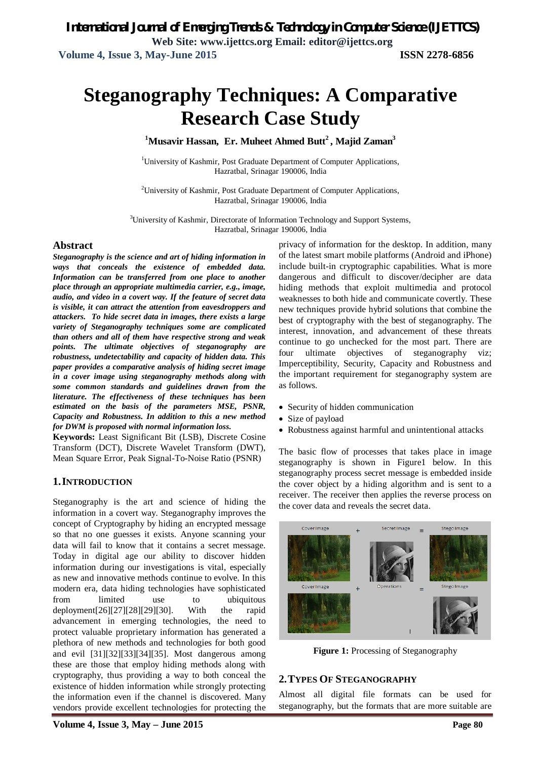# Steganography Techniques: A Comparative Research Case Study

**[1]Musavir Hassan, Er. Muheet Ahmed Butt[2], Majid Zaman[3]**

[1]University of Kashmir, Post Graduate Department of Computer Applications, Hazratbal, Srinagar 190006, India

[2]University of Kashmir, Post Graduate Department of Computer Applications, Hazratbal, Srinagar 190006, India

[3]University of Kashmir, Directorate of Information Technology and Support Systems, Hazratbal, Srinagar 190006, India

## Abstract

***Steganography is the science and art of hiding information in ways that conceals the existence of embedded data. Information can be transferred from one place to another place through an appropriate multimedia carrier, e.g., image, audio, and video in a covert way. If the feature of secret data is visible, it can attract the attention from eavesdroppers and attackers. To hide secret data in images, there exists a large variety of Steganography techniques some are complicated than others and all of them have respective strong and weak points. The ultimate objectives of steganography are robustness, undetectability and capacity of hidden data. This paper provides a comparative analysis of hiding secret image in a cover image using steganography methods along with some common standards and guidelines drawn from the literature. The effectiveness of these techniques has been estimated on the basis of the parameters MSE, PSNR, Capacity and Robustness. In addition to this a new method for DWM is proposed with normal information loss.***

**Keywords:** Least Significant Bit (LSB), Discrete Cosine Transform (DCT), Discrete Wavelet Transform (DWT), Mean Square Error, Peak Signal-To-Noise Ratio (PSNR)

## 1. INTRODUCTION

Steganography is the art and science of hiding the information in a covert way. Steganography improves the concept of Cryptography by hiding an encrypted message so that no one guesses it exists. Anyone scanning your data will fail to know that it contains a secret message. Today in digital age our ability to discover hidden information during our investigations is vital, especially as new and innovative methods continue to evolve. In this modern era, data hiding technologies have sophisticated from limited use to ubiquitous deployment[26][27][28][29][30]. With the rapid advancement in emerging technologies, the need to protect valuable proprietary information has generated a plethora of new methods and technologies for both good and evil [31][32][33][34][35]. Most dangerous among these are those that employ hiding methods along with cryptography, thus providing a way to both conceal the existence of hidden information while strongly protecting the information even if the channel is discovered. Many vendors provide excellent technologies for protecting the privacy of information for the desktop. In addition, many of the latest smart mobile platforms (Android and iPhone) include built-in cryptographic capabilities. What is more dangerous and difficult to discover/decipher are data hiding methods that exploit multimedia and protocol weaknesses to both hide and communicate covertly. These new techniques provide hybrid solutions that combine the best of cryptography with the best of steganography. The interest, innovation, and advancement of these threats continue to go unchecked for the most part. There are four ultimate objectives of steganography viz; Imperceptibility, Security, Capacity and Robustness and the important requirement for steganography system are as follows.

- Security of hidden communication
- Size of payload
- Robustness against harmful and unintentional attacks

The basic flow of processes that takes place in image steganography is shown in Figure1 below. In this steganography process secret message is embedded inside the cover object by a hiding algorithm and is sent to a receiver. The receiver then applies the reverse process on the cover data and reveals the secret data.

**Figure 1:** Processing of Steganography

## 2. TYPES OF STEGANOGRAPHY

Almost all digital file formats can be used for steganography, but the formats that are more suitable are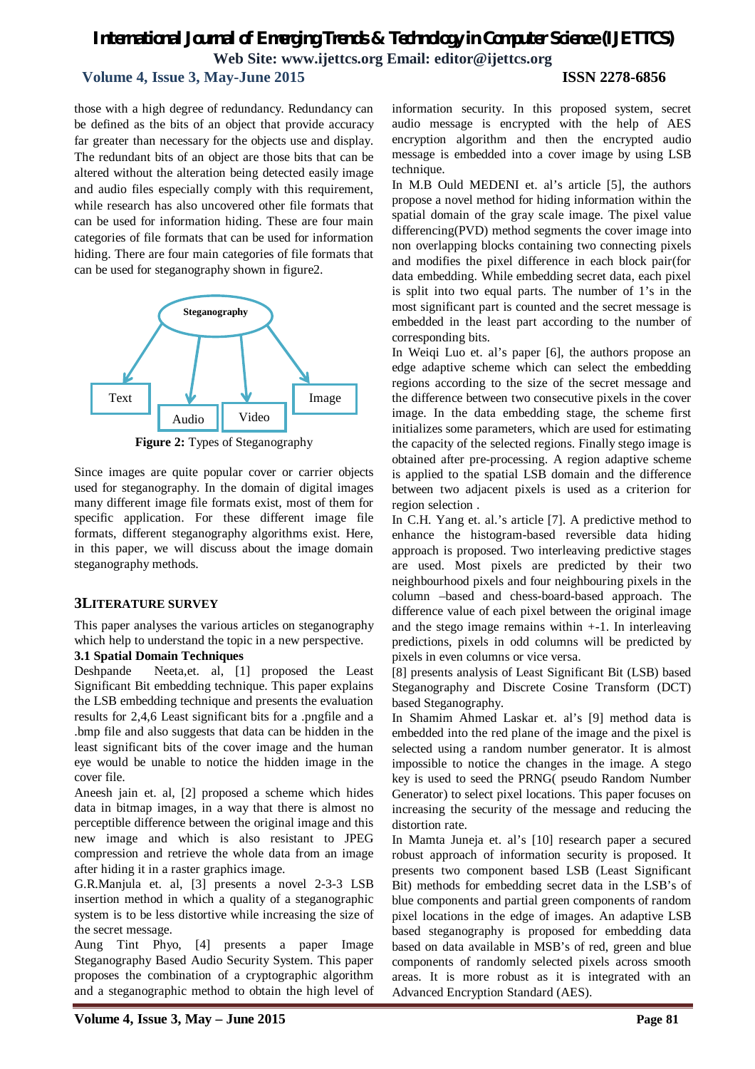those with a high degree of redundancy. Redundancy can be defined as the bits of an object that provide accuracy far greater than necessary for the objects use and display. The redundant bits of an object are those bits that can be altered without the alteration being detected easily image and audio files especially comply with this requirement, while research has also uncovered other file formats that can be used for information hiding. These are four main categories of file formats that can be used for information hiding. There are four main categories of file formats that can be used for steganography shown in figure2.

Steganography

Text Audio Video Image

**Figure 2:** Types of Steganography

Since images are quite popular cover or carrier objects used for steganography. In the domain of digital images many different image file formats exist, most of them for specific application. For these different image file formats, different steganography algorithms exist. Here, in this paper, we will discuss about the image domain steganography methods.

## 3LITERATURE SURVEY

This paper analyses the various articles on steganography which help to understand the topic in a new perspective.

### 3.1 Spatial Domain Techniques

Deshpande Neeta,et. al, [1] proposed the Least Significant Bit embedding technique. This paper explains the LSB embedding technique and presents the evaluation results for 2,4,6 Least significant bits for a .pngfile and a .bmp file and also suggests that data can be hidden in the least significant bits of the cover image and the human eye would be unable to notice the hidden image in the cover file.

Aneesh jain et. al, [2] proposed a scheme which hides data in bitmap images, in a way that there is almost no perceptible difference between the original image and this new image and which is also resistant to JPEG compression and retrieve the whole data from an image after hiding it in a raster graphics image.

G.R.Manjula et. al, [3] presents a novel 2-3-3 LSB insertion method in which a quality of a steganographic system is to be less distortive while increasing the size of the secret message.

Aung Tint Phyo, [4] presents a paper Image Steganography Based Audio Security System. This paper proposes the combination of a cryptographic algorithm and a steganographic method to obtain the high level of information security. In this proposed system, secret audio message is encrypted with the help of AES encryption algorithm and then the encrypted audio message is embedded into a cover image by using LSB technique.

In M.B Ould MEDENI et. al's article [5], the authors propose a novel method for hiding information within the spatial domain of the gray scale image. The pixel value differencing(PVD) method segments the cover image into non overlapping blocks containing two connecting pixels and modifies the pixel difference in each block pair(for data embedding. While embedding secret data, each pixel is split into two equal parts. The number of 1's in the most significant part is counted and the secret message is embedded in the least part according to the number of corresponding bits.

In Weiqi Luo et. al's paper [6], the authors propose an edge adaptive scheme which can select the embedding regions according to the size of the secret message and the difference between two consecutive pixels in the cover image. In the data embedding stage, the scheme first initializes some parameters, which are used for estimating the capacity of the selected regions. Finally stego image is obtained after pre-processing. A region adaptive scheme is applied to the spatial LSB domain and the difference between two adjacent pixels is used as a criterion for region selection .

In C.H. Yang et. al.'s article [7]. A predictive method to enhance the histogram-based reversible data hiding approach is proposed. Two interleaving predictive stages are used. Most pixels are predicted by their two neighbourhood pixels and four neighbouring pixels in the column –based and chess-board-based approach. The difference value of each pixel between the original image and the stego image remains within +-1. In interleaving predictions, pixels in odd columns will be predicted by pixels in even columns or vice versa.

[8] presents analysis of Least Significant Bit (LSB) based Steganography and Discrete Cosine Transform (DCT) based Steganography.

In Shamim Ahmed Laskar et. al's [9] method data is embedded into the red plane of the image and the pixel is selected using a random number generator. It is almost impossible to notice the changes in the image. A stego key is used to seed the PRNG( pseudo Random Number Generator) to select pixel locations. This paper focuses on increasing the security of the message and reducing the distortion rate.

In Mamta Juneja et. al's [10] research paper a secured robust approach of information security is proposed. It presents two component based LSB (Least Significant Bit) methods for embedding secret data in the LSB's of blue components and partial green components of random pixel locations in the edge of images. An adaptive LSB based steganography is proposed for embedding data based on data available in MSB's of red, green and blue components of randomly selected pixels across smooth areas. It is more robust as it is integrated with an Advanced Encryption Standard (AES).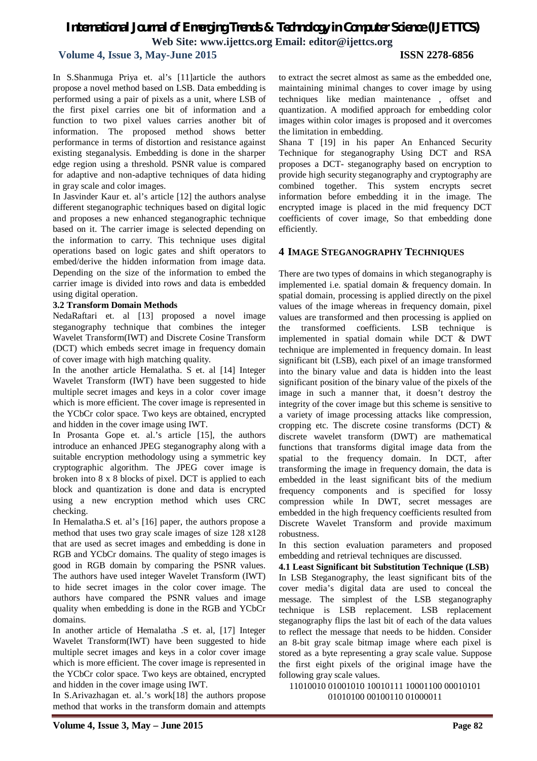In S.Shanmuga Priya et. al's [11]article the authors propose a novel method based on LSB. Data embedding is performed using a pair of pixels as a unit, where LSB of the first pixel carries one bit of information and a function to two pixel values carries another bit of information. The proposed method shows better performance in terms of distortion and resistance against existing steganalysis. Embedding is done in the sharper edge region using a threshold. PSNR value is compared for adaptive and non-adaptive techniques of data hiding in gray scale and color images.

In Jasvinder Kaur et. al's article [12] the authors analyse different steganographic techniques based on digital logic and proposes a new enhanced steganographic technique based on it. The carrier image is selected depending on the information to carry. This technique uses digital operations based on logic gates and shift operators to embed/derive the hidden information from image data. Depending on the size of the information to embed the carrier image is divided into rows and data is embedded using digital operation.

**3.2 Transform Domain Methods**

NedaRaftari et. al [13] proposed a novel image steganography technique that combines the integer Wavelet Transform(IWT) and Discrete Cosine Transform (DCT) which embeds secret image in frequency domain of cover image with high matching quality.

In the another article Hemalatha. S et. al [14] Integer Wavelet Transform (IWT) have been suggested to hide multiple secret images and keys in a color cover image which is more efficient. The cover image is represented in the YCbCr color space. Two keys are obtained, encrypted and hidden in the cover image using IWT.

In Prosanta Gope et. al.'s article [15], the authors introduce an enhanced JPEG steganography along with a suitable encryption methodology using a symmetric key cryptographic algorithm. The JPEG cover image is broken into 8 x 8 blocks of pixel. DCT is applied to each block and quantization is done and data is encrypted using a new encryption method which uses CRC checking.

In Hemalatha.S et. al's [16] paper, the authors propose a method that uses two gray scale images of size 128 x128 that are used as secret images and embedding is done in RGB and YCbCr domains. The quality of stego images is good in RGB domain by comparing the PSNR values. The authors have used integer Wavelet Transform (IWT) to hide secret images in the color cover image. The authors have compared the PSNR values and image quality when embedding is done in the RGB and YCbCr domains.

In another article of Hemalatha .S et. al, [17] Integer Wavelet Transform(IWT) have been suggested to hide multiple secret images and keys in a color cover image which is more efficient. The cover image is represented in the YCbCr color space. Two keys are obtained, encrypted and hidden in the cover image using IWT.

In S.Arivazhagan et. al.'s work[18] the authors propose method that works in the transform domain and attempts to extract the secret almost as same as the embedded one, maintaining minimal changes to cover image by using techniques like median maintenance , offset and quantization. A modified approach for embedding color images within color images is proposed and it overcomes the limitation in embedding.

Shana T [19] in his paper An Enhanced Security Technique for steganography Using DCT and RSA proposes a DCT- steganography based on encryption to provide high security steganography and cryptography are combined together. This system encrypts secret information before embedding it in the image. The encrypted image is placed in the mid frequency DCT coefficients of cover image, So that embedding done efficiently.

## 4 IMAGE STEGANOGRAPHY TECHNIQUES

There are two types of domains in which steganography is implemented i.e. spatial domain & frequency domain. In spatial domain, processing is applied directly on the pixel values of the image whereas in frequency domain, pixel values are transformed and then processing is applied on the transformed coefficients. LSB technique is implemented in spatial domain while DCT & DWT technique are implemented in frequency domain. In least significant bit (LSB), each pixel of an image transformed into the binary value and data is hidden into the least significant position of the binary value of the pixels of the image in such a manner that, it doesn't destroy the integrity of the cover image but this scheme is sensitive to a variety of image processing attacks like compression, cropping etc. The discrete cosine transforms (DCT) & discrete wavelet transform (DWT) are mathematical functions that transforms digital image data from the spatial to the frequency domain. In DCT, after transforming the image in frequency domain, the data is embedded in the least significant bits of the medium frequency components and is specified for lossy compression while In DWT, secret messages are embedded in the high frequency coefficients resulted from Discrete Wavelet Transform and provide maximum robustness.

In this section evaluation parameters and proposed embedding and retrieval techniques are discussed.

**4.1 Least Significant bit Substitution Technique (LSB)**

In LSB Steganography, the least significant bits of the cover media's digital data are used to conceal the message. The simplest of the LSB steganography technique is LSB replacement. LSB replacement steganography flips the last bit of each of the data values to reflect the message that needs to be hidden. Consider an 8-bit gray scale bitmap image where each pixel is stored as a byte representing a gray scale value. Suppose the first eight pixels of the original image have the following gray scale values.

11010010 01001010 10010111 10001100 00010101 01010100 00100110 01000011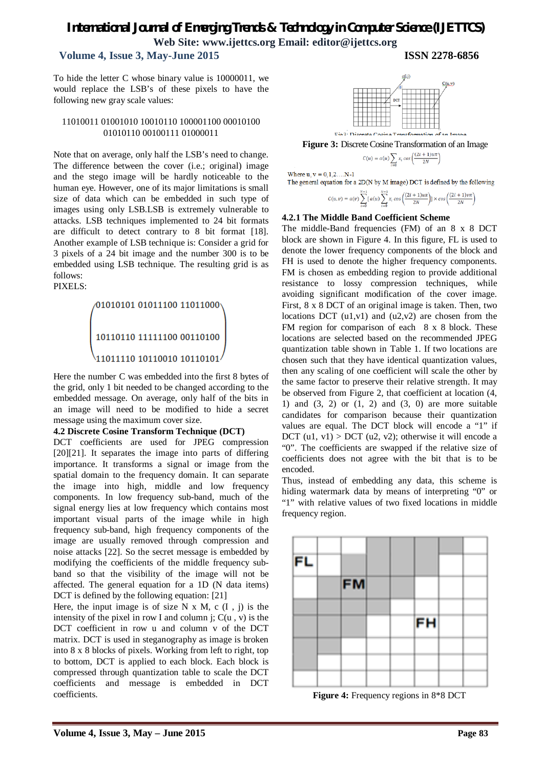To hide the letter C whose binary value is 10000011, we would replace the LSB's of these pixels to have the following new gray scale values:

11010011 01001010 10010110 100001100 00010100
01010110 00100111 01000011

Note that on average, only half the LSB's need to change. The difference between the cover (i.e.; original) image and the stego image will be hardly noticeable to the human eye. However, one of its major limitations is small size of data which can be embedded in such type of images using only LSB.LSB is extremely vulnerable to attacks. LSB techniques implemented to 24 bit formats are difficult to detect contrary to 8 bit format [18]. Another example of LSB technique is: Consider a grid for 3 pixels of a 24 bit image and the number 300 is to be embedded using LSB technique. The resulting grid is as follows:

PIXELS:

$$\begin{pmatrix} 01010101\ 01011100\ 11011000 \\ 10110110\ 11111100\ 00110100 \\ 11011110\ 10110010\ 10110101 \end{pmatrix}$$

Here the number C was embedded into the first 8 bytes of the grid, only 1 bit needed to be changed according to the embedded message. On average, only half of the bits in an image will need to be modified to hide a secret message using the maximum cover size.

### 4.2 Discrete Cosine Transform Technique (DCT)

DCT coefficients are used for JPEG compression [20][21]. It separates the image into parts of differing importance. It transforms a signal or image from the spatial domain to the frequency domain. It can separate the image into high, middle and low frequency components. In low frequency sub-band, much of the signal energy lies at low frequency which contains most important visual parts of the image while in high frequency sub-band, high frequency components of the image are usually removed through compression and noise attacks [22]. So the secret message is embedded by modifying the coefficients of the middle frequency sub-band so that the visibility of the image will not be affected. The general equation for a 1D (N data items) DCT is defined by the following equation: [21]

Here, the input image is of size N x M, c (I , j) is the intensity of the pixel in row I and column j; C(u , v) is the DCT coefficient in row u and column v of the DCT matrix. DCT is used in steganography as image is broken into 8 x 8 blocks of pixels. Working from left to right, top to bottom, DCT is applied to each block. Each block is compressed through quantization table to scale the DCT coefficients and message is embedded in DCT coefficients.

**Figure 3:** Discrete Cosine Transformation of an Image

$$C(u) = a(u)\sum_{i=0} x_i \cos\left(\frac{(2i+1)u\pi}{2N}\right)$$

Where u, v = 0,1,2….N-1

The general equation for a 2D(N by M image) DCT is defined by the following

$$C(u,v) = a(v)\sum_{i=0}^{N-1}\left[a(u)\sum_{i=0}^{N-1} x_i \cos\left(\frac{(2i+1)u\pi}{2N}\right)\right]\times \cos\left(\frac{(2i+1)v\pi}{2N}\right)$$

#### 4.2.1 The Middle Band Coefficient Scheme

The middle-Band frequencies (FM) of an 8 x 8 DCT block are shown in Figure 4. In this figure, FL is used to denote the lower frequency components of the block and FH is used to denote the higher frequency components. FM is chosen as embedding region to provide additional resistance to lossy compression techniques, while avoiding significant modification of the cover image. First, 8 x 8 DCT of an original image is taken. Then, two locations DCT (u1,v1) and (u2,v2) are chosen from the FM region for comparison of each 8 x 8 block. These locations are selected based on the recommended JPEG quantization table shown in Table 1. If two locations are chosen such that they have identical quantization values, then any scaling of one coefficient will scale the other by the same factor to preserve their relative strength. It may be observed from Figure 2, that coefficient at location (4, 1) and (3, 2) or (1, 2) and (3, 0) are more suitable candidates for comparison because their quantization values are equal. The DCT block will encode a "1" if DCT (u1, v1) > DCT (u2, v2); otherwise it will encode a "0". The coefficients are swapped if the relative size of coefficients does not agree with the bit that is to be encoded.

Thus, instead of embedding any data, this scheme is hiding watermark data by means of interpreting "0" or "1" with relative values of two fixed locations in middle frequency region.

**Figure 4:** Frequency regions in 8*8 DCT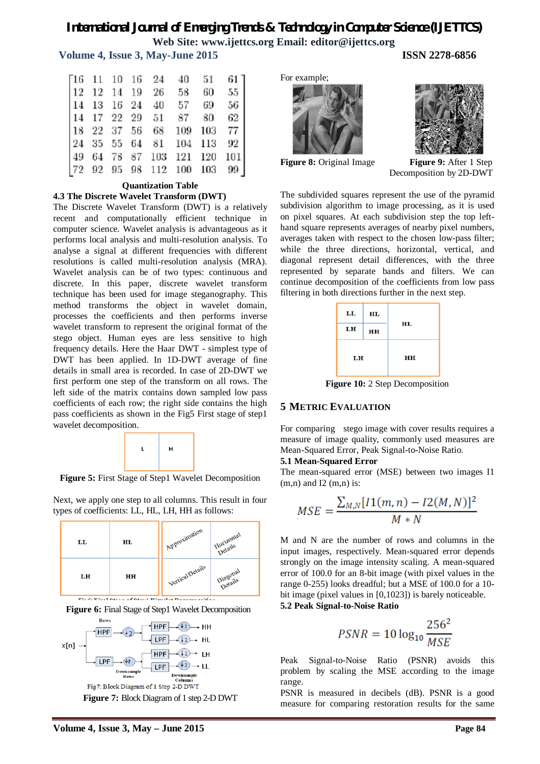$$\begin{bmatrix} 16 & 11 & 10 & 16 & 24 & 40 & 51 & 61 \\ 12 & 12 & 14 & 19 & 26 & 58 & 60 & 55 \\ 14 & 13 & 16 & 24 & 40 & 57 & 69 & 56 \\ 14 & 17 & 22 & 29 & 51 & 87 & 80 & 62 \\ 18 & 22 & 37 & 56 & 68 & 109 & 103 & 77 \\ 24 & 35 & 55 & 64 & 81 & 104 & 113 & 92 \\ 49 & 64 & 78 & 87 & 103 & 121 & 120 & 101 \\ 72 & 92 & 95 & 98 & 112 & 100 & 103 & 99 \end{bmatrix}$$

**Quantization Table**

### 4.3 The Discrete Wavelet Transform (DWT)

The Discrete Wavelet Transform (DWT) is a relatively recent and computationally efficient technique in computer science. Wavelet analysis is advantageous as it performs local analysis and multi-resolution analysis. To analyse a signal at different frequencies with different resolutions is called multi-resolution analysis (MRA). Wavelet analysis can be of two types: continuous and discrete. In this paper, discrete wavelet transform technique has been used for image steganography. This method transforms the object in wavelet domain, processes the coefficients and then performs inverse wavelet transform to represent the original format of the stego object. Human eyes are less sensitive to high frequency details. Here the Haar DWT - simplest type of DWT has been applied. In 1D-DWT average of fine details in small area is recorded. In case of 2D-DWT we first perform one step of the transform on all rows. The left side of the matrix contains down sampled low pass coefficients of each row; the right side contains the high pass coefficients as shown in the Fig5 First stage of step1 wavelet decomposition.

| L | H |
|---|---|

**Figure 5:** First Stage of Step1 Wavelet Decomposition

Next, we apply one step to all columns. This result in four types of coefficients: LL, HL, LH, HH as follows:

| LL | HL |
|---|---|
| LH | HH |

| Approximation | Horizontal Details |
|---|---|
| Vertical Details | Diagonal Details |

**Figure 6:** Final Stage of Step1 Wavelet Decomposition

x[n] → Rows: HPF → ↓2 → (Columns) HPF → ↓2 → HH; LPF → ↓2 → HL
x[n] → Rows: LPF → ↓2 → (Columns) HPF → ↓2 → LH; LPF → ↓2 → LL
(Downsample Rows; Downsample Columns)

**Figure 7:** Block Diagram of 1 step 2-D DWT

For example;

**Figure 8:** Original Image

**Figure 9:** After 1 Step Decomposition by 2D-DWT

The subdivided squares represent the use of the pyramid subdivision algorithm to image processing, as it is used on pixel squares. At each subdivision step the top left-hand square represents averages of nearby pixel numbers, averages taken with respect to the chosen low-pass filter; while the three directions, horizontal, vertical, and diagonal represent detail differences, with the three represented by separate bands and filters. We can continue decomposition of the coefficients from low pass filtering in both directions further in the next step.

| LL | HL | HL |
|---|---|---|
| LH | HH | |
| LH | | HH |

**Figure 10:** 2 Step Decomposition

## 5 METRIC EVALUATION

For comparing stego image with cover results requires a measure of image quality, commonly used measures are Mean-Squared Error, Peak Signal-to-Noise Ratio.

### 5.1 Mean-Squared Error

The mean-squared error (MSE) between two images I1 (m,n) and I2 (m,n) is:

$$MSE = \frac{\sum_{M,N}[I1(m,n) - I2(M,N)]^2}{M * N}$$

M and N are the number of rows and columns in the input images, respectively. Mean-squared error depends strongly on the image intensity scaling. A mean-squared error of 100.0 for an 8-bit image (with pixel values in the range 0-255) looks dreadful; but a MSE of 100.0 for a 10-bit image (pixel values in [0,1023]) is barely noticeable.

### 5.2 Peak Signal-to-Noise Ratio

$$PSNR = 10\log_{10}\frac{256^2}{MSE}$$

Peak Signal-to-Noise Ratio (PSNR) avoids this problem by scaling the MSE according to the image range.

PSNR is measured in decibels (dB). PSNR is a good measure for comparing restoration results for the same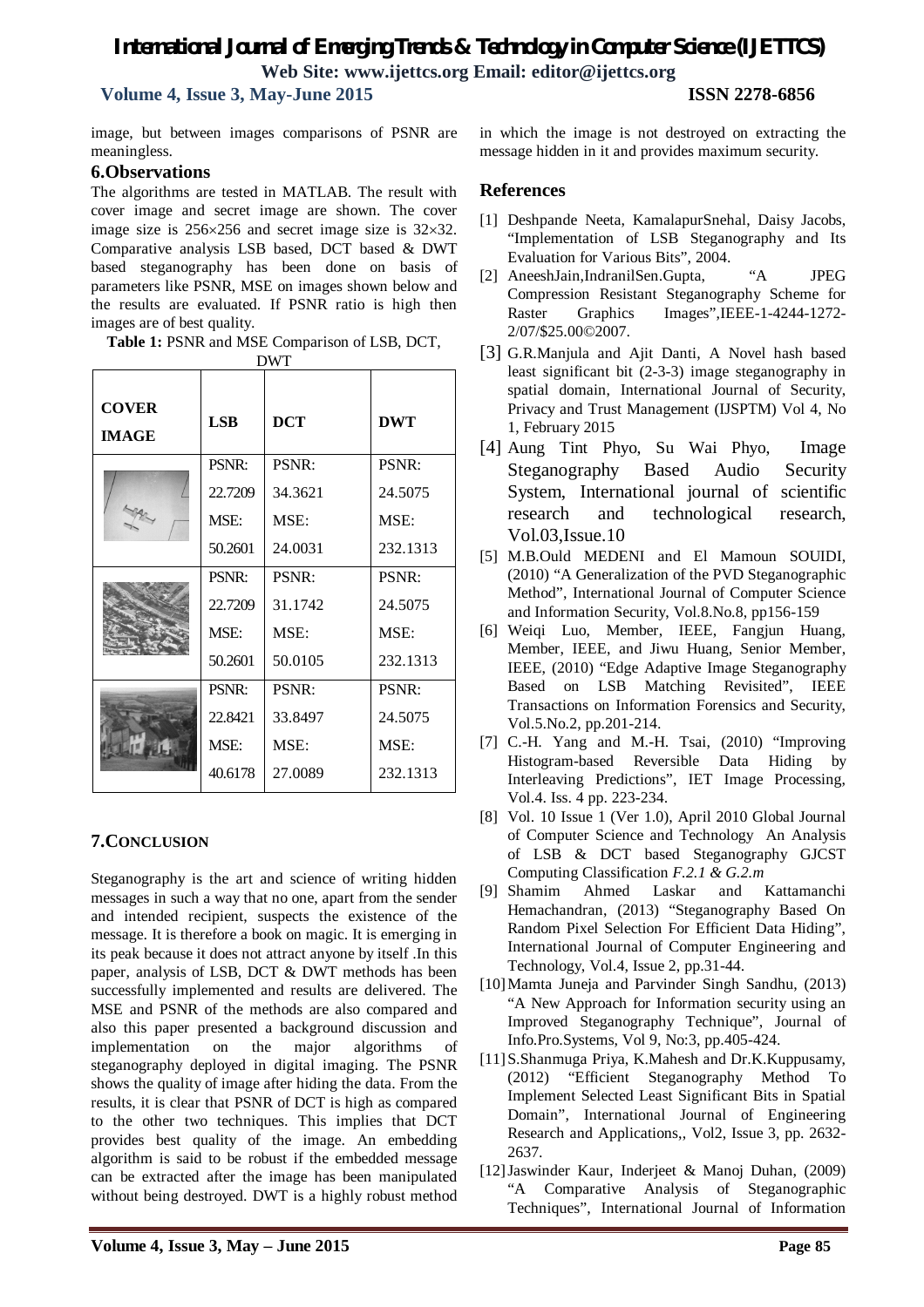image, but between images comparisons of PSNR are meaningless.

## 6.Observations

The algorithms are tested in MATLAB. The result with cover image and secret image are shown. The cover image size is 256×256 and secret image size is 32×32. Comparative analysis LSB based, DCT based & DWT based steganography has been done on basis of parameters like PSNR, MSE on images shown below and the results are evaluated. If PSNR ratio is high then images are of best quality.

**Table 1:** PSNR and MSE Comparison of LSB, DCT, DWT

| COVER IMAGE | LSB | DCT | DWT |
|---|---|---|---|
| | PSNR: 22.7209 MSE: 50.2601 | PSNR: 34.3621 MSE: 24.0031 | PSNR: 24.5075 MSE: 232.1313 |
| | PSNR: 22.7209 MSE: 50.2601 | PSNR: 31.1742 MSE: 50.0105 | PSNR: 24.5075 MSE: 232.1313 |
| | PSNR: 22.8421 MSE: 40.6178 | PSNR: 33.8497 MSE: 27.0089 | PSNR: 24.5075 MSE: 232.1313 |

## 7.CONCLUSION

Steganography is the art and science of writing hidden messages in such a way that no one, apart from the sender and intended recipient, suspects the existence of the message. It is therefore a book on magic. It is emerging in its peak because it does not attract anyone by itself .In this paper, analysis of LSB, DCT & DWT methods has been successfully implemented and results are delivered. The MSE and PSNR of the methods are also compared and also this paper presented a background discussion and implementation on the major algorithms of steganography deployed in digital imaging. The PSNR shows the quality of image after hiding the data. From the results, it is clear that PSNR of DCT is high as compared to the other two techniques. This implies that DCT provides best quality of the image. An embedding algorithm is said to be robust if the embedded message can be extracted after the image has been manipulated without being destroyed. DWT is a highly robust method in which the image is not destroyed on extracting the message hidden in it and provides maximum security.

## References

[1] Deshpande Neeta, KamalapurSnehal, Daisy Jacobs, "Implementation of LSB Steganography and Its Evaluation for Various Bits", 2004.

[2] AneeshJain,IndranilSen.Gupta, "A JPEG Compression Resistant Steganography Scheme for Raster Graphics Images",IEEE-1-4244-1272-2/07/$25.00©2007.

[3] G.R.Manjula and Ajit Danti, A Novel hash based least significant bit (2-3-3) image steganography in spatial domain, International Journal of Security, Privacy and Trust Management (IJSPTM) Vol 4, No 1, February 2015

[4] Aung Tint Phyo, Su Wai Phyo, Image Steganography Based Audio Security System, International journal of scientific research and technological research, Vol.03,Issue.10

[5] M.B.Ould MEDENI and El Mamoun SOUIDI, (2010) "A Generalization of the PVD Steganographic Method", International Journal of Computer Science and Information Security, Vol.8.No.8, pp156-159

[6] Weiqi Luo, Member, IEEE, Fangjun Huang, Member, IEEE, and Jiwu Huang, Senior Member, IEEE, (2010) "Edge Adaptive Image Steganography Based on LSB Matching Revisited", IEEE Transactions on Information Forensics and Security, Vol.5.No.2, pp.201-214.

[7] C.-H. Yang and M.-H. Tsai, (2010) "Improving Histogram-based Reversible Data Hiding by Interleaving Predictions", IET Image Processing, Vol.4. Iss. 4 pp. 223-234.

[8] Vol. 10 Issue 1 (Ver 1.0), April 2010 Global Journal of Computer Science and Technology An Analysis of LSB & DCT based Steganography GJCST Computing Classification *F.2.1 & G.2.m*

[9] Shamim Ahmed Laskar and Kattamanchi Hemachandran, (2013) "Steganography Based On Random Pixel Selection For Efficient Data Hiding", International Journal of Computer Engineering and Technology, Vol.4, Issue 2, pp.31-44.

[10] Mamta Juneja and Parvinder Singh Sandhu, (2013) "A New Approach for Information security using an Improved Steganography Technique", Journal of Info.Pro.Systems, Vol 9, No:3, pp.405-424.

[11] S.Shanmuga Priya, K.Mahesh and Dr.K.Kuppusamy, (2012) "Efficient Steganography Method To Implement Selected Least Significant Bits in Spatial Domain", International Journal of Engineering Research and Applications,, Vol2, Issue 3, pp. 2632-2637.

[12] Jaswinder Kaur, Inderjeet & Manoj Duhan, (2009) "A Comparative Analysis of Steganographic Techniques", International Journal of Information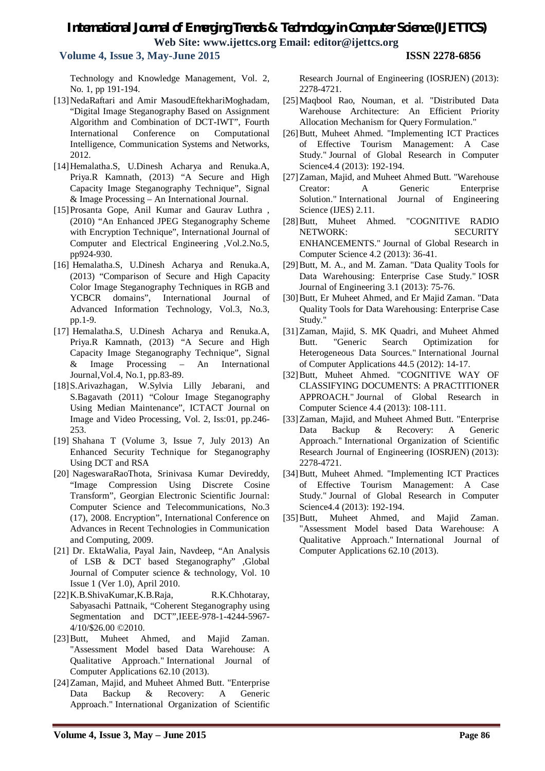Technology and Knowledge Management, Vol. 2, No. 1, pp 191-194.

[13] NedaRaftari and Amir MasoudEftekhariMoghadam, "Digital Image Steganography Based on Assignment Algorithm and Combination of DCT-IWT", Fourth International Conference on Computational Intelligence, Communication Systems and Networks, 2012.

[14] Hemalatha.S, U.Dinesh Acharya and Renuka.A, Priya.R Kamnath, (2013) "A Secure and High Capacity Image Steganography Technique", Signal & Image Processing – An International Journal.

[15] Prosanta Gope, Anil Kumar and Gaurav Luthra , (2010) "An Enhanced JPEG Steganography Scheme with Encryption Technique", International Journal of Computer and Electrical Engineering ,Vol.2.No.5, pp924-930.

[16] Hemalatha.S, U.Dinesh Acharya and Renuka.A, (2013) "Comparison of Secure and High Capacity Color Image Steganography Techniques in RGB and YCBCR domains", International Journal of Advanced Information Technology, Vol.3, No.3, pp.1-9.

[17] Hemalatha.S, U.Dinesh Acharya and Renuka.A, Priya.R Kamnath, (2013) "A Secure and High Capacity Image Steganography Technique", Signal & Image Processing – An International Journal,Vol.4, No.1, pp.83-89.

[18] S.Arivazhagan, W.Sylvia Lilly Jebarani, and S.Bagavath (2011) "Colour Image Steganography Using Median Maintenance", ICTACT Journal on Image and Video Processing, Vol. 2, Iss:01, pp.246-253.

[19] Shahana T (Volume 3, Issue 7, July 2013) An Enhanced Security Technique for Steganography Using DCT and RSA

[20] NageswaraRaoThota, Srinivasa Kumar Devireddy, "Image Compression Using Discrete Cosine Transform", Georgian Electronic Scientific Journal: Computer Science and Telecommunications, No.3 (17), 2008. Encryption", International Conference on Advances in Recent Technologies in Communication and Computing, 2009.

[21] Dr. EktaWalia, Payal Jain, Navdeep, "An Analysis of LSB & DCT based Steganography" ,Global Journal of Computer science & technology, Vol. 10 Issue 1 (Ver 1.0), April 2010.

[22] K.B.ShivaKumar,K.B.Raja, R.K.Chhotaray, Sabyasachi Pattnaik, "Coherent Steganography using Segmentation and DCT",IEEE-978-1-4244-5967-4/10/$26.00 ©2010.

[23] Butt, Muheet Ahmed, and Majid Zaman. "Assessment Model based Data Warehouse: A Qualitative Approach." International Journal of Computer Applications 62.10 (2013).

[24] Zaman, Majid, and Muheet Ahmed Butt. "Enterprise Data Backup & Recovery: A Generic Approach." International Organization of Scientific Research Journal of Engineering (IOSRJEN) (2013): 2278-4721.

[25] Maqbool Rao, Nouman, et al. "Distributed Data Warehouse Architecture: An Efficient Priority Allocation Mechanism for Query Formulation."

[26] Butt, Muheet Ahmed. "Implementing ICT Practices of Effective Tourism Management: A Case Study." Journal of Global Research in Computer Science4.4 (2013): 192-194.

[27] Zaman, Majid, and Muheet Ahmed Butt. "Warehouse Creator: A Generic Enterprise Solution." International Journal of Engineering Science (IJES) 2.11.

[28] Butt, Muheet Ahmed. "COGNITIVE RADIO NETWORK: SECURITY ENHANCEMENTS." Journal of Global Research in Computer Science 4.2 (2013): 36-41.

[29] Butt, M. A., and M. Zaman. "Data Quality Tools for Data Warehousing: Enterprise Case Study." IOSR Journal of Engineering 3.1 (2013): 75-76.

[30] Butt, Er Muheet Ahmed, and Er Majid Zaman. "Data Quality Tools for Data Warehousing: Enterprise Case Study."

[31] Zaman, Majid, S. MK Quadri, and Muheet Ahmed Butt. "Generic Search Optimization for Heterogeneous Data Sources." International Journal of Computer Applications 44.5 (2012): 14-17.

[32] Butt, Muheet Ahmed. "COGNITIVE WAY OF CLASSIFYING DOCUMENTS: A PRACTITIONER APPROACH." Journal of Global Research in Computer Science 4.4 (2013): 108-111.

[33] Zaman, Majid, and Muheet Ahmed Butt. "Enterprise Data Backup & Recovery: A Generic Approach." International Organization of Scientific Research Journal of Engineering (IOSRJEN) (2013): 2278-4721.

[34] Butt, Muheet Ahmed. "Implementing ICT Practices of Effective Tourism Management: A Case Study." Journal of Global Research in Computer Science4.4 (2013): 192-194.

[35] Butt, Muheet Ahmed, and Majid Zaman. "Assessment Model based Data Warehouse: A Qualitative Approach." International Journal of Computer Applications 62.10 (2013).